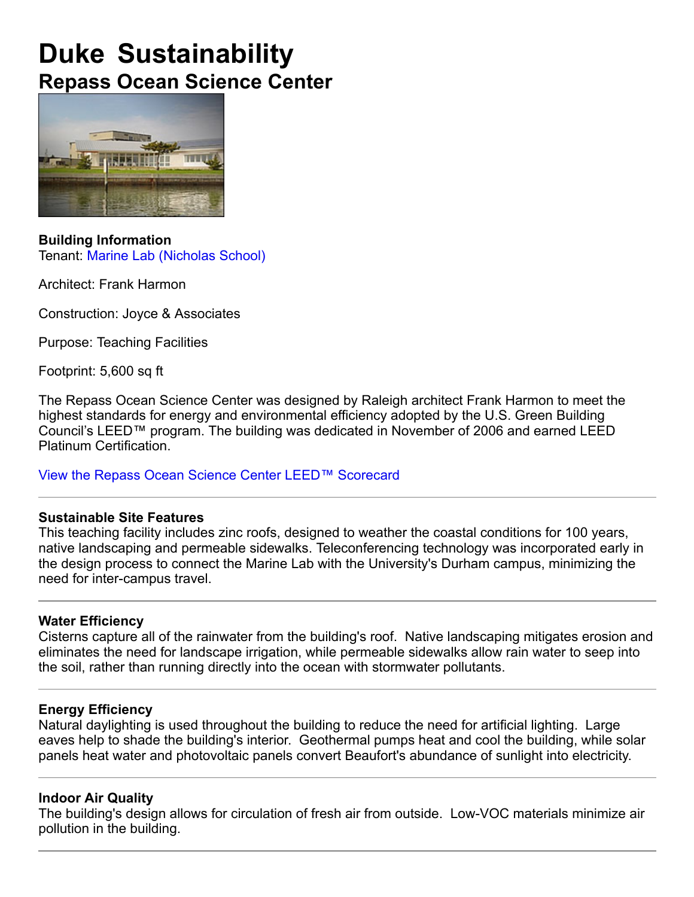# Duke Sustainability

## Repass Ocean Science Center

**Building Information**

Tenant: Marine Lab (Nicholas School)

Architect: Frank Harmon

Construction: Joyce & Associates

Purpose: Teaching Facilities

Footprint: 5,600 sq ft

The Repass Ocean Science Center was designed by Raleigh architect Frank Harmon to meet the highest standards for energy and environmental efficiency adopted by the U.S. Green Building Council's LEED™ program. The building was dedicated in November of 2006 and earned LEED Platinum Certification.

View the Repass Ocean Science Center LEED™ Scorecard

---

**Sustainable Site Features**

This teaching facility includes zinc roofs, designed to weather the coastal conditions for 100 years, native landscaping and permeable sidewalks. Teleconferencing technology was incorporated early in the design process to connect the Marine Lab with the University's Durham campus, minimizing the need for inter-campus travel.

---

**Water Efficiency**

Cisterns capture all of the rainwater from the building's roof. Native landscaping mitigates erosion and eliminates the need for landscape irrigation, while permeable sidewalks allow rain water to seep into the soil, rather than running directly into the ocean with stormwater pollutants.

---

**Energy Efficiency**

Natural daylighting is used throughout the building to reduce the need for artificial lighting. Large eaves help to shade the building's interior. Geothermal pumps heat and cool the building, while solar panels heat water and photovoltaic panels convert Beaufort's abundance of sunlight into electricity.

---

**Indoor Air Quality**

The building's design allows for circulation of fresh air from outside. Low-VOC materials minimize air pollution in the building.

---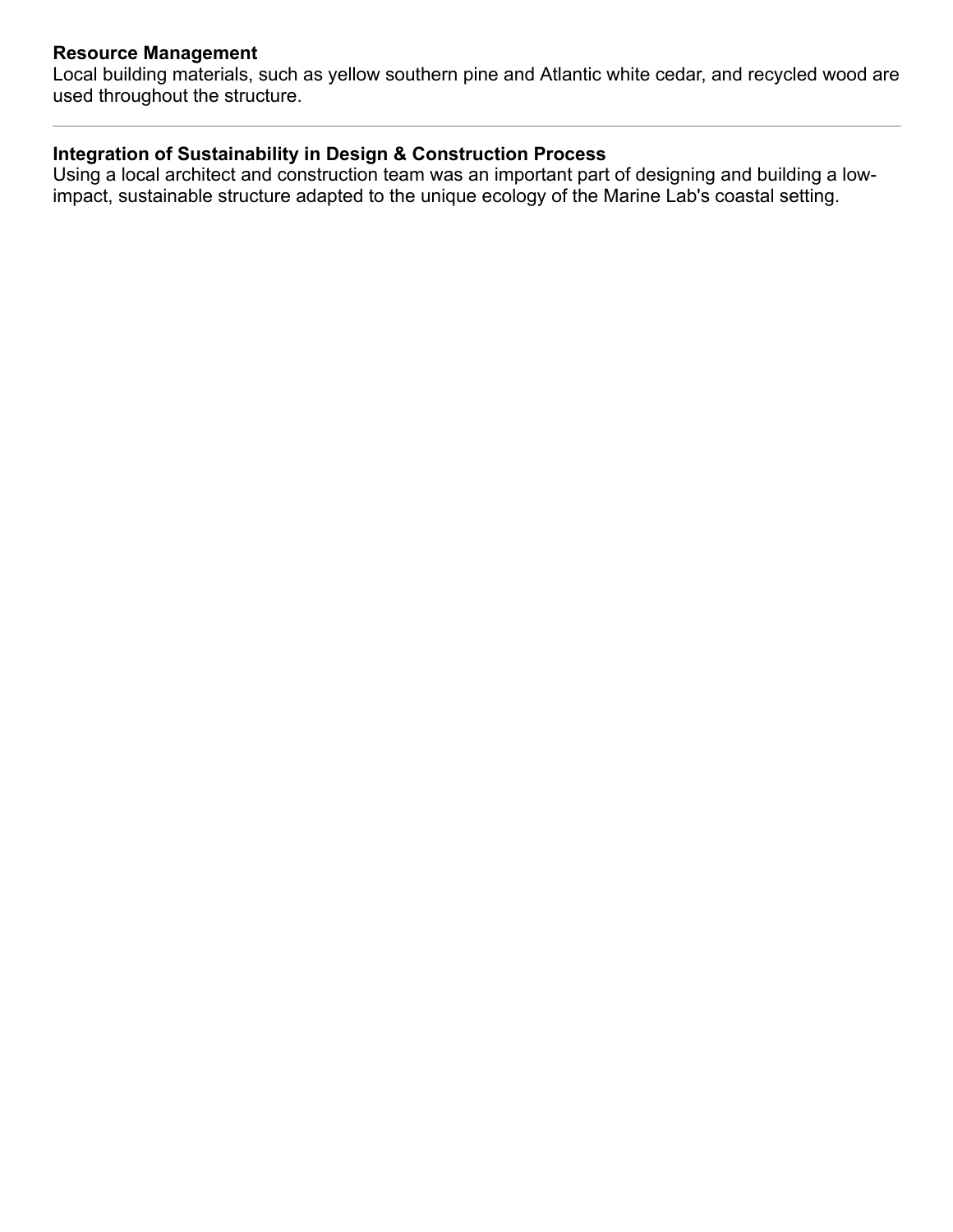**Resource Management**

Local building materials, such as yellow southern pine and Atlantic white cedar, and recycled wood are used throughout the structure.

---

**Integration of Sustainability in Design & Construction Process**

Using a local architect and construction team was an important part of designing and building a low-impact, sustainable structure adapted to the unique ecology of the Marine Lab's coastal setting.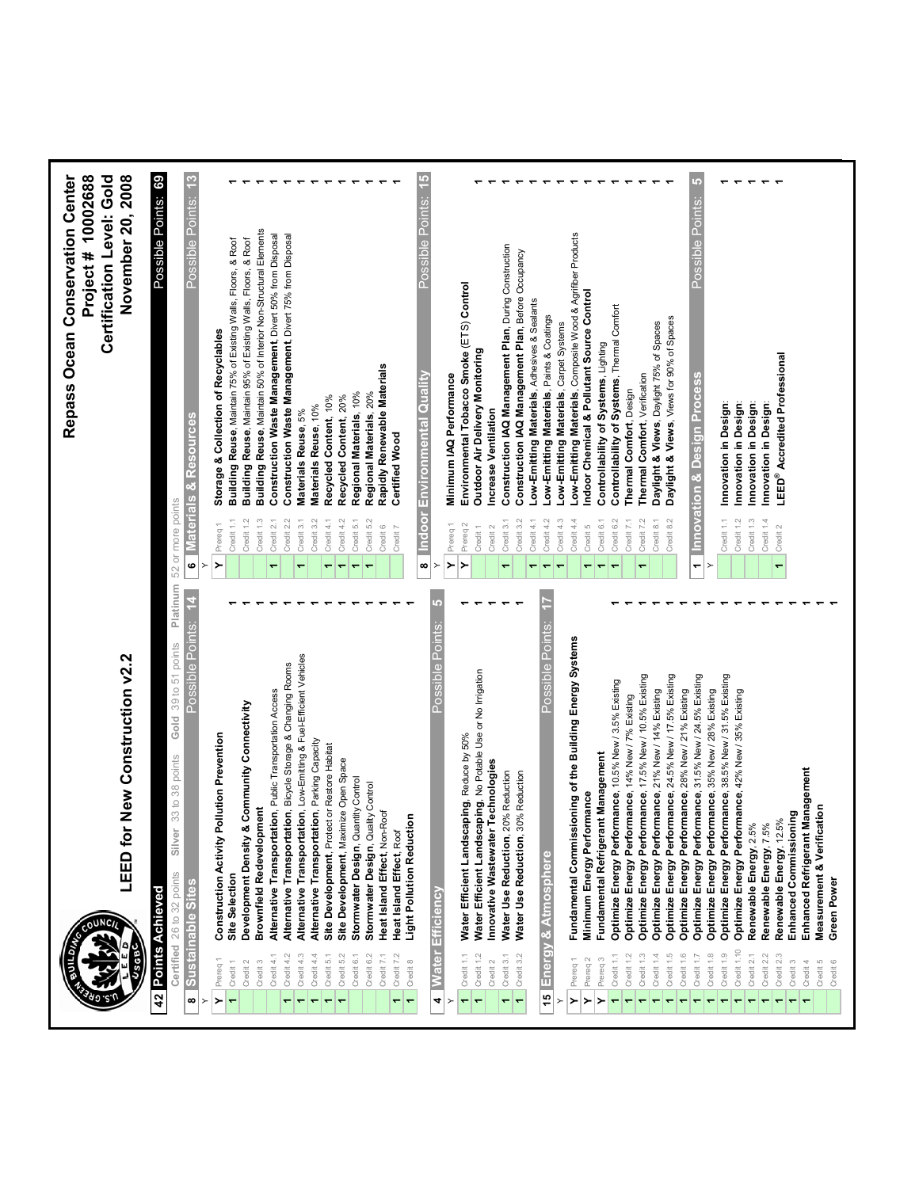# Repass Ocean Conservation Center

**Project # 10002688**

**Certification Level: Gold**

**November 20, 2008**

## LEED for New Construction v2.2

**42 Points Achieved** | Possible Points: **69**

Certified 26 to 32 points | Silver 33 to 38 points | Gold 39 to 51 points | Platinum 52 or more points

### 8 Sustainable Sites — Possible Points: 14

| Achieved | ID | Credit | Possible |
|---|---|---|---|
| Y | Prereq 1 | **Construction Activity Pollution Prevention** | |
| 1 | Credit 1 | **Site Selection** | 1 |
| | Credit 2 | **Development Density & Community Connectivity** | 1 |
| | Credit 3 | **Brownfield Redevelopment** | 1 |
| 1 | Credit 4.1 | **Alternative Transportation**, Public Transportation Access | 1 |
| 1 | Credit 4.2 | **Alternative Transportation**, Bicycle Storage & Changing Rooms | 1 |
| 1 | Credit 4.3 | **Alternative Transportation**, Low-Emitting & Fuel-Efficient Vehicles | 1 |
| 1 | Credit 4.4 | **Alternative Transportation**, Parking Capacity | 1 |
| 1 | Credit 5.1 | **Site Development**, Protect or Restore Habitat | 1 |
| | Credit 5.2 | **Site Development**, Maximize Open Space | 1 |
| | Credit 6.1 | **Stormwater Design**, Quantity Control | 1 |
| | Credit 6.2 | **Stormwater Design**, Quality Control | 1 |
| 1 | Credit 7.1 | **Heat Island Effect**, Non-Roof | 1 |
| 1 | Credit 7.2 | **Heat Island Effect**, Roof | 1 |
| | Credit 8 | **Light Pollution Reduction** | 1 |

### 4 Water Efficiency — Possible Points: 5

| Achieved | ID | Credit | Possible |
|---|---|---|---|
| 1 | Credit 1.1 | **Water Efficient Landscaping**, Reduce by 50% | 1 |
| 1 | Credit 1.2 | **Water Efficient Landscaping**, No Potable Use or No Irrigation | 1 |
| | Credit 2 | **Innovative Wastewater Technologies** | 1 |
| 1 | Credit 3.1 | **Water Use Reduction**, 20% Reduction | 1 |
| 1 | Credit 3.2 | **Water Use Reduction**, 30% Reduction | 1 |

### 15 Energy & Atmosphere — Possible Points: 17

| Achieved | ID | Credit | Possible |
|---|---|---|---|
| Y | Prereq 1 | **Fundamental Commissioning of the Building Energy Systems** | |
| Y | Prereq 2 | **Minimum Energy Performance** | |
| Y | Prereq 3 | **Fundamental Refrigerant Management** | |
| 1 | Credit 1.1 | **Optimize Energy Performance**, 10.5% New / 3.5% Existing | 1 |
| 1 | Credit 1.2 | **Optimize Energy Performance**, 14% New / 7% Existing | 1 |
| 1 | Credit 1.3 | **Optimize Energy Performance**, 17.5% New / 10.5% Existing | 1 |
| 1 | Credit 1.4 | **Optimize Energy Performance**, 21% New / 14% Existing | 1 |
| 1 | Credit 1.5 | **Optimize Energy Performance**, 24.5% New / 17.5% Existing | 1 |
| 1 | Credit 1.6 | **Optimize Energy Performance**, 28% New / 21% Existing | 1 |
| 1 | Credit 1.7 | **Optimize Energy Performance**, 31.5% New / 24.5% Existing | 1 |
| 1 | Credit 1.8 | **Optimize Energy Performance**, 35% New / 28% Existing | 1 |
| 1 | Credit 1.9 | **Optimize Energy Performance**, 38.5% New / 31.5% Existing | 1 |
| 1 | Credit 1.10 | **Optimize Energy Performance**, 42% New / 35% Existing | 1 |
| 1 | Credit 2.1 | **Renewable Energy**, 2.5% | 1 |
| 1 | Credit 2.2 | **Renewable Energy**, 7.5% | 1 |
| 1 | Credit 2.3 | **Renewable Energy**, 12.5% | 1 |
| 1 | Credit 3 | **Enhanced Commissioning** | 1 |
| 1 | Credit 4 | **Enhanced Refrigerant Management** | 1 |
| | Credit 5 | **Measurement & Verification** | 1 |
| | Credit 6 | **Green Power** | 1 |

### 6 Materials & Resources — Possible Points: 13

| Achieved | ID | Credit | Possible |
|---|---|---|---|
| Y | Prereq 1 | **Storage & Collection of Recyclables** | |
| | Credit 1.1 | **Building Reuse**, Maintain 75% of Existing Walls, Floors, & Roof | 1 |
| | Credit 1.2 | **Building Reuse**, Maintain 95% of Existing Walls, Floors, & Roof | 1 |
| | Credit 1.3 | **Building Reuse**, Maintain 50% of Interior Non-Structural Elements | 1 |
| 1 | Credit 2.1 | **Construction Waste Management**, Divert 50% from Disposal | 1 |
| | Credit 2.2 | **Construction Waste Management**, Divert 75% from Disposal | 1 |
| 1 | Credit 3.1 | **Materials Reuse**, 5% | 1 |
| | Credit 3.2 | **Materials Reuse**, 10% | 1 |
| 1 | Credit 4.1 | **Recycled Content**, 10% | 1 |
| 1 | Credit 4.2 | **Recycled Content**, 20% | 1 |
| 1 | Credit 5.1 | **Regional Materials**, 10% | 1 |
| 1 | Credit 5.2 | **Regional Materials**, 20% | 1 |
| | Credit 6 | **Rapidly Renewable Materials** | 1 |
| | Credit 7 | **Certified Wood** | 1 |

### 8 Indoor Environmental Quality — Possible Points: 15

| Achieved | ID | Credit | Possible |
|---|---|---|---|
| Y | Prereq 1 | **Minimum IAQ Performance** | |
| Y | Prereq 2 | **Environmental Tobacco Smoke (ETS) Control** | |
| | Credit 1 | **Outdoor Air Delivery Monitoring** | 1 |
| | Credit 2 | **Increase Ventilation** | 1 |
| 1 | Credit 3.1 | **Construction IAQ Management Plan**, During Construction | 1 |
| | Credit 3.2 | **Construction IAQ Management Plan**, Before Occupancy | 1 |
| 1 | Credit 4.1 | **Low-Emitting Materials**, Adhesives & Sealants | 1 |
| 1 | Credit 4.2 | **Low-Emitting Materials**, Paints & Coatings | 1 |
| 1 | Credit 4.3 | **Low-Emitting Materials**, Carpet Systems | 1 |
| | Credit 4.4 | **Low-Emitting Materials**, Composite Wood & Agrifiber Products | 1 |
| 1 | Credit 5 | **Indoor Chemical & Pollutant Source Control** | 1 |
| 1 | Credit 6.1 | **Controllability of Systems**, Lighting | 1 |
| 1 | Credit 6.2 | **Controllability of Systems**, Thermal Comfort | 1 |
| | Credit 7.1 | **Thermal Comfort**, Design | 1 |
| 1 | Credit 7.2 | **Thermal Comfort**, Verification | 1 |
| | Credit 8.1 | **Daylight & Views**, Daylight 75% of Spaces | 1 |
| | Credit 8.2 | **Daylight & Views**, Views for 90% of Spaces | 1 |

### 1 Innovation & Design Process — Possible Points: 5

| Achieved | ID | Credit | Possible |
|---|---|---|---|
| | Credit 1.1 | **Innovation in Design**: | 1 |
| | Credit 1.2 | **Innovation in Design**: | 1 |
| | Credit 1.3 | **Innovation in Design**: | 1 |
| | Credit 1.4 | **Innovation in Design**: | 1 |
| 1 | Credit 2 | **LEED® Accredited Professional** | 1 |